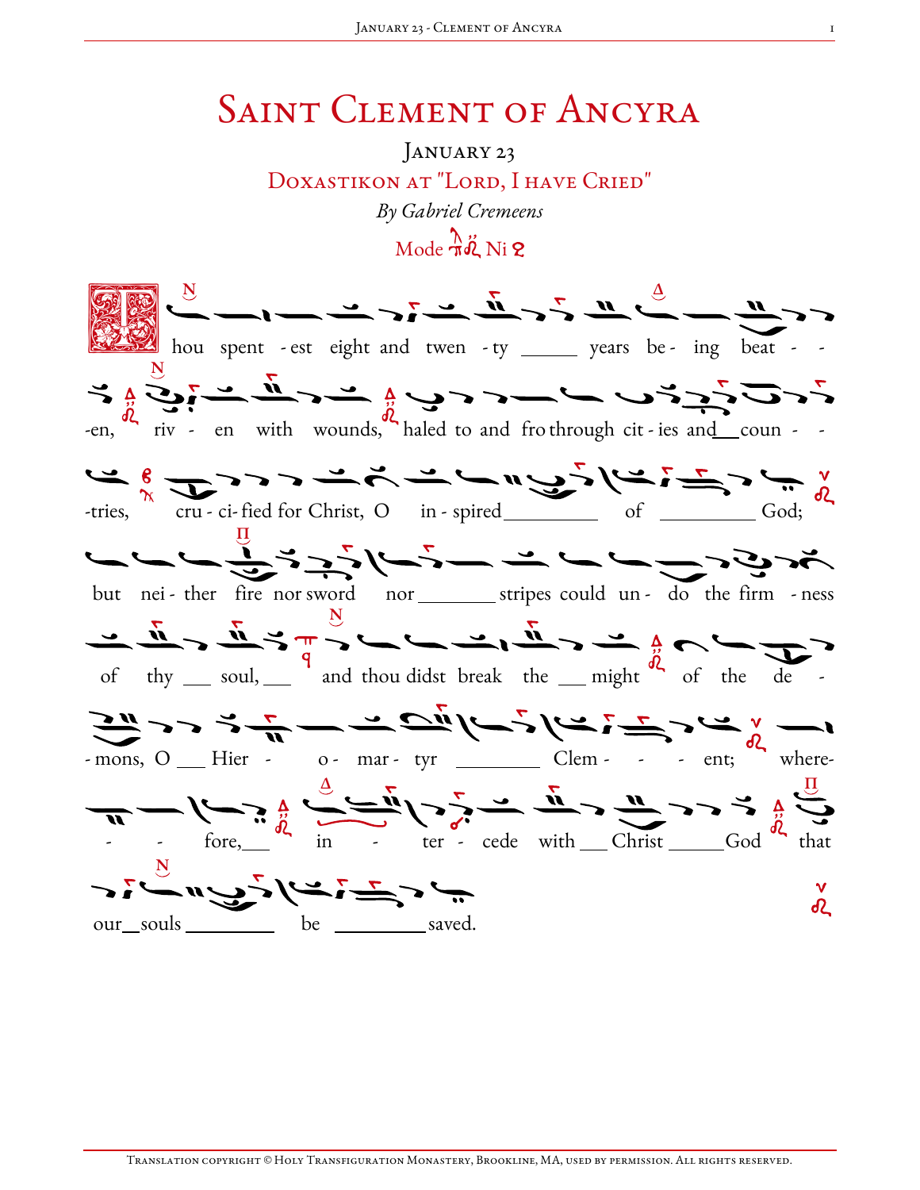# Saint Clement of Ancyra

January 23

Doxastikon at "Lord, I have Cried"

*By Gabriel Cremeens*

Mode ⅁ Ni

Thou spent - est eight and twen - ty ______ years be - ing beat - - -en, riv - en with wounds, haled to and fro through cit - ies and__coun - - -tries, cru - ci - fied for Christ, O in - spired ________ of ________ God;

but nei - ther fire nor sword nor ______ stripes could un - do the firm - ness of thy ___ soul, ___ and thou didst break the ___ might of the de - - mons, O ___ Hier - o - mar - tyr ________ Clem - - - ent; where- - - fore,___ in - ter - cede with ___ Christ _____ God that our__souls ________ be ________ saved.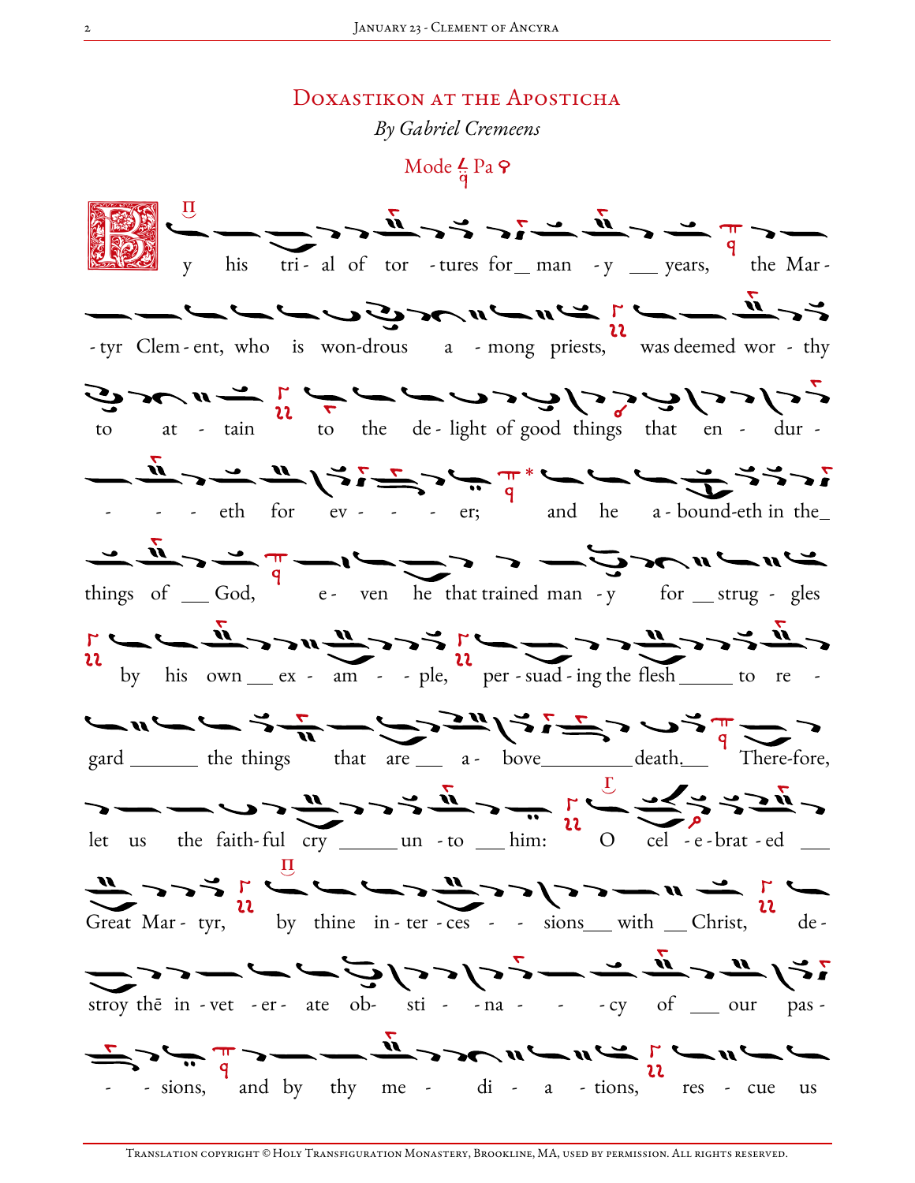# Doxastikon at the Aposticha

*By Gabriel Cremeens*

Mode Pa

By his trial of tortures for many years, the Martyr Clement, who is wondrous among priests, was deemed worthy to attain to the delight of good things that endureth for ever; and he aboundeth in the things of God, even he that trained many for struggles by his own example, persuading the flesh to regard the things that are above death. Therefore, let us the faithful cry unto him: O celebrated Great Martyr, by thine intercessions with Christ, destroy thē inveterate obstinacy of our passions, and by thy mediations, rescue us

Translation copyright © Holy Transfiguration Monastery, Brookline, MA, used by permission. All rights reserved.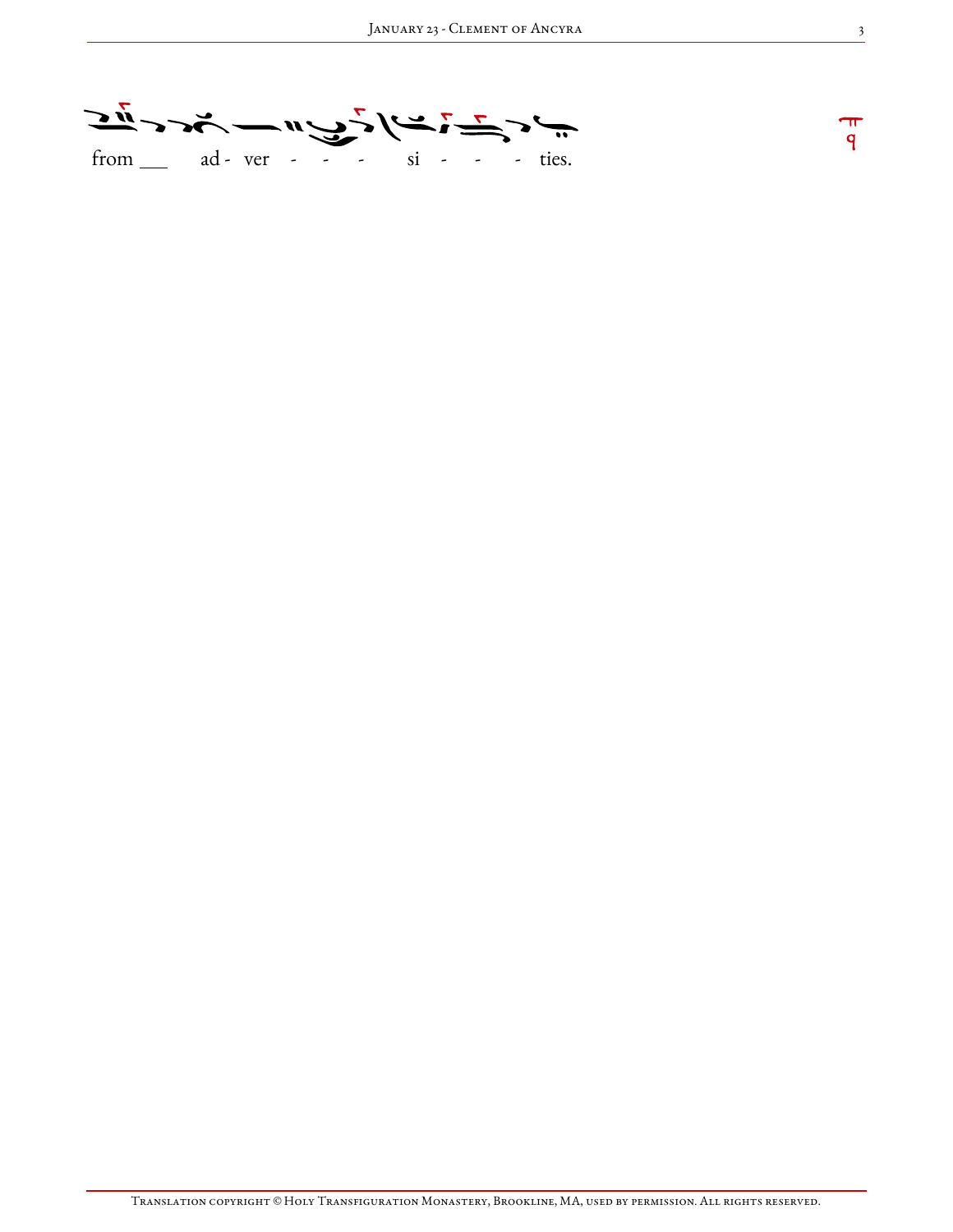from ___ ad - ver - - - si - - - ties.